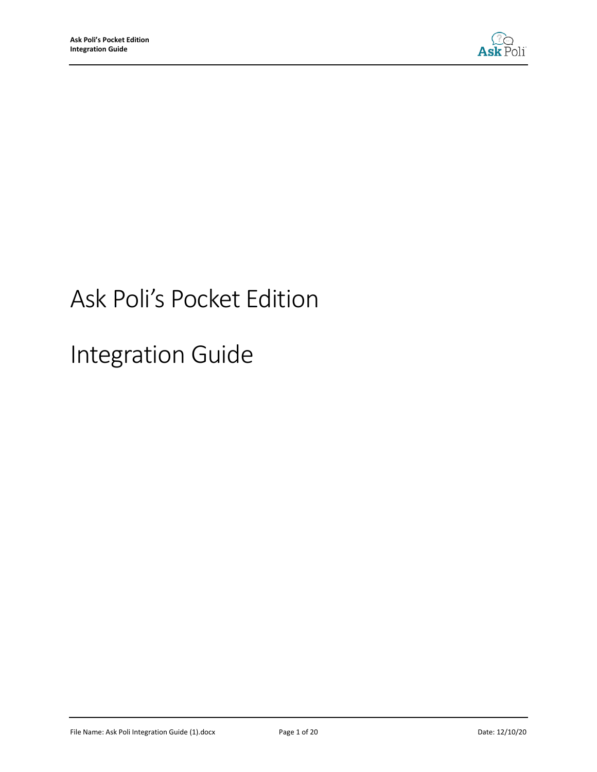# Ask Poli's Pocket Edition

# Integration Guide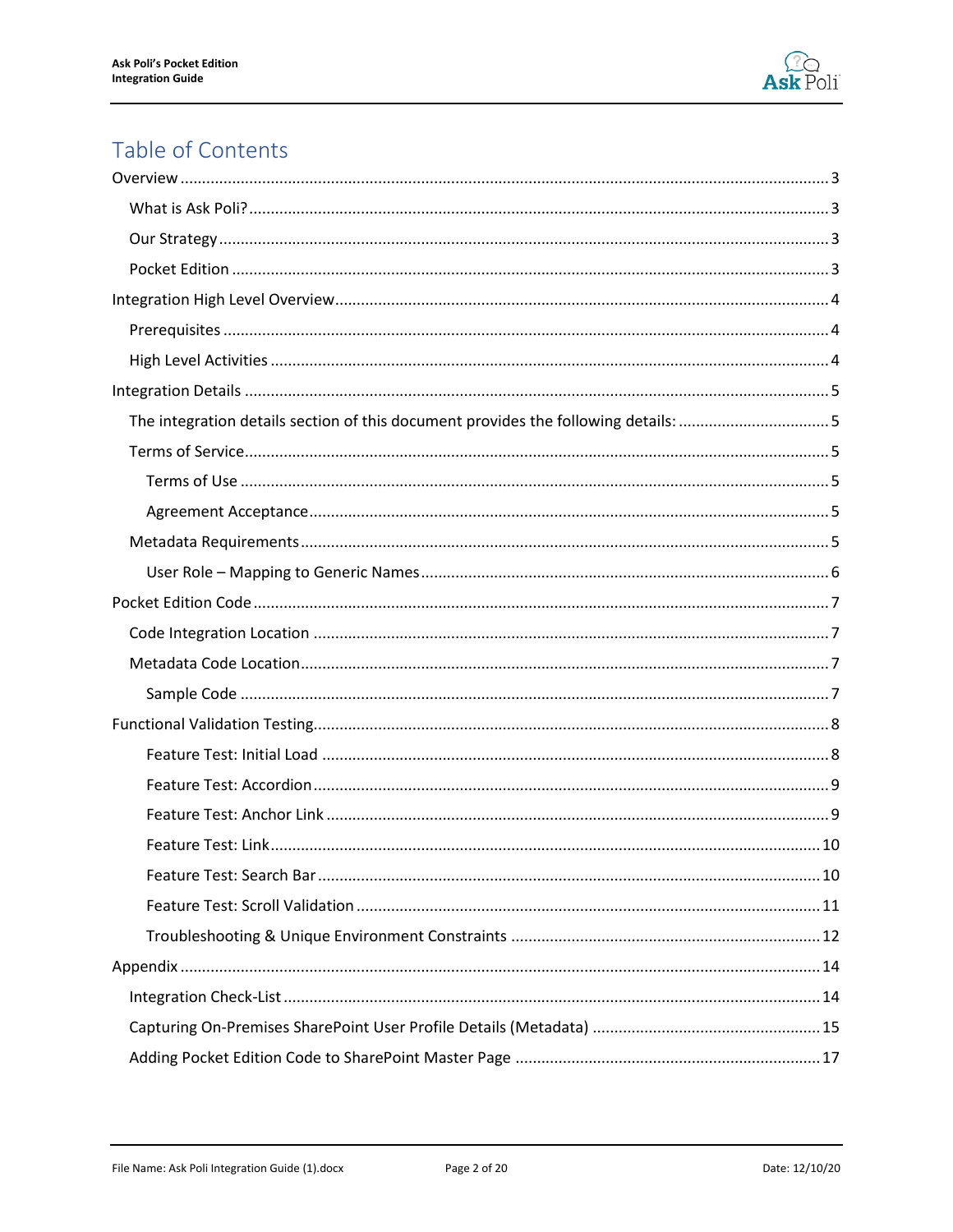# Table of Contents

- Overview ..... 3
  - What is Ask Poli? ..... 3
  - Our Strategy ..... 3
  - Pocket Edition ..... 3
- Integration High Level Overview ..... 4
  - Prerequisites ..... 4
  - High Level Activities ..... 4
- Integration Details ..... 5
  - The integration details section of this document provides the following details: ..... 5
  - Terms of Service ..... 5
    - Terms of Use ..... 5
    - Agreement Acceptance ..... 5
  - Metadata Requirements ..... 5
    - User Role – Mapping to Generic Names ..... 6
- Pocket Edition Code ..... 7
  - Code Integration Location ..... 7
  - Metadata Code Location ..... 7
    - Sample Code ..... 7
- Functional Validation Testing ..... 8
    - Feature Test: Initial Load ..... 8
    - Feature Test: Accordion ..... 9
    - Feature Test: Anchor Link ..... 9
    - Feature Test: Link ..... 10
    - Feature Test: Search Bar ..... 10
    - Feature Test: Scroll Validation ..... 11
    - Troubleshooting & Unique Environment Constraints ..... 12
- Appendix ..... 14
  - Integration Check-List ..... 14
  - Capturing On-Premises SharePoint User Profile Details (Metadata) ..... 15
  - Adding Pocket Edition Code to SharePoint Master Page ..... 17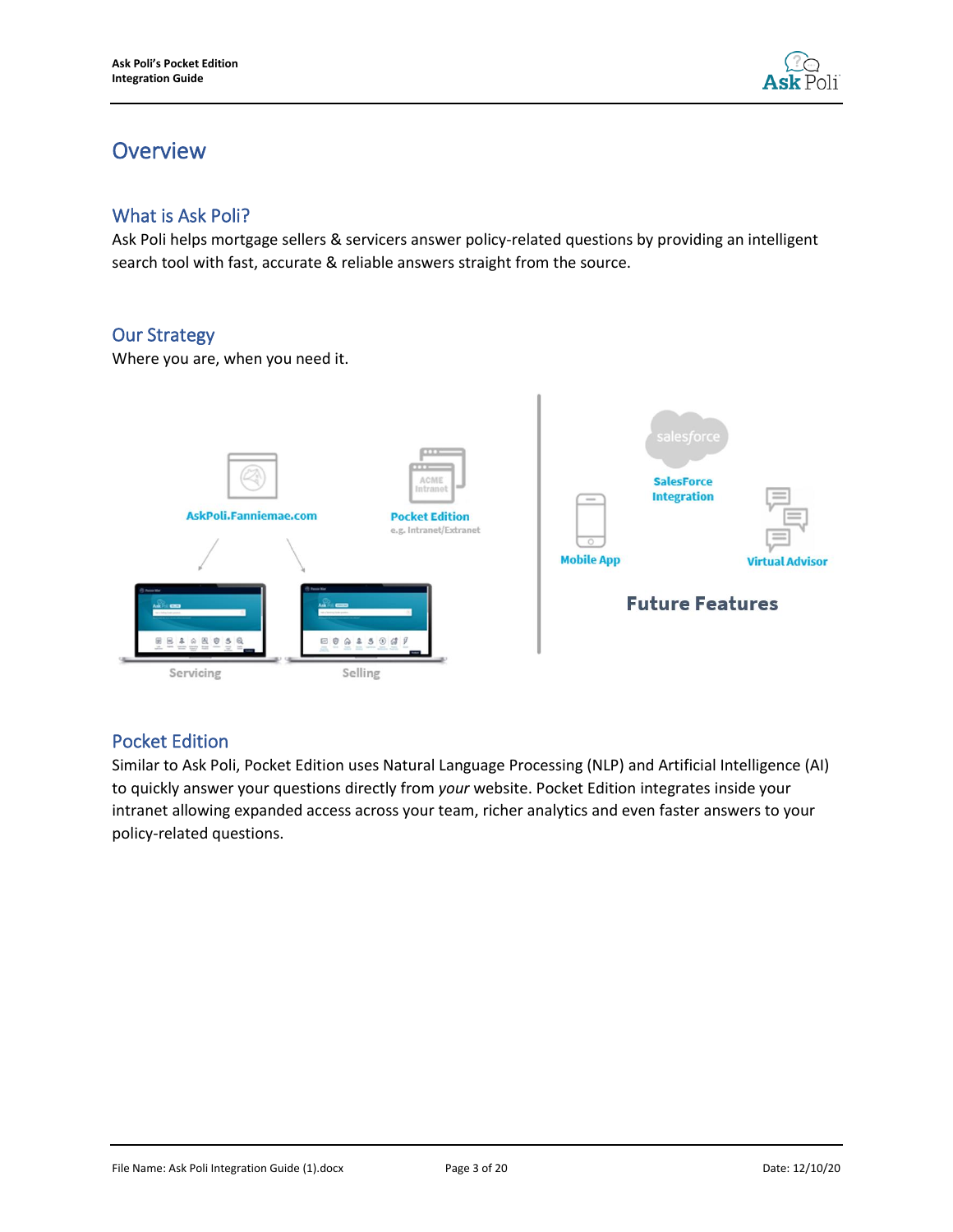# Overview

## What is Ask Poli?

Ask Poli helps mortgage sellers & servicers answer policy-related questions by providing an intelligent search tool with fast, accurate & reliable answers straight from the source.

## Our Strategy

Where you are, when you need it.

AskPoli.Fanniemae.com

Pocket Edition
e.g. Intranet/Extranet

Servicing

Selling

SalesForce Integration

Mobile App

Virtual Advisor

Future Features

## Pocket Edition

Similar to Ask Poli, Pocket Edition uses Natural Language Processing (NLP) and Artificial Intelligence (AI) to quickly answer your questions directly from *your* website. Pocket Edition integrates inside your intranet allowing expanded access across your team, richer analytics and even faster answers to your policy-related questions.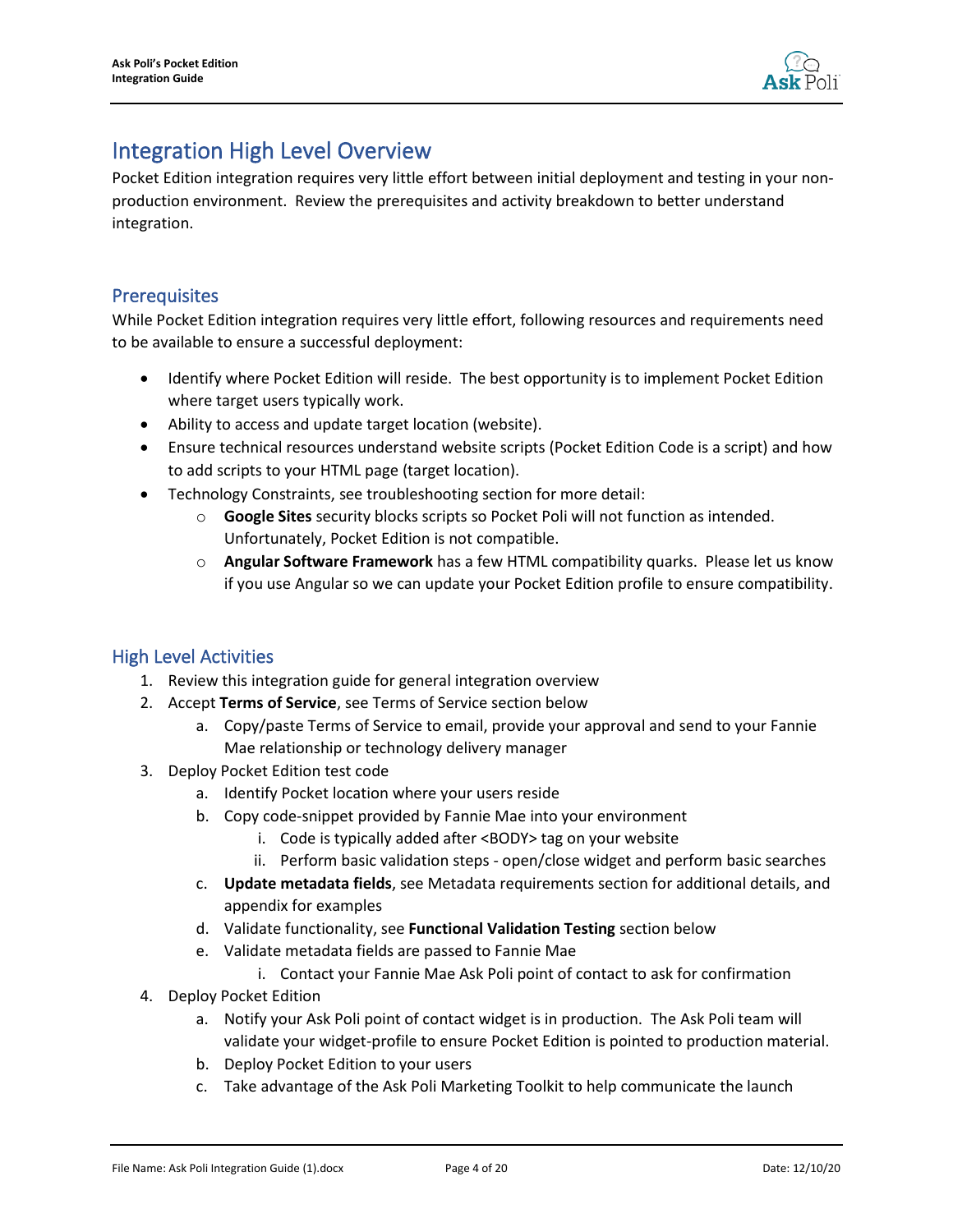# Integration High Level Overview

Pocket Edition integration requires very little effort between initial deployment and testing in your non-production environment. Review the prerequisites and activity breakdown to better understand integration.

## Prerequisites

While Pocket Edition integration requires very little effort, following resources and requirements need to be available to ensure a successful deployment:

- Identify where Pocket Edition will reside. The best opportunity is to implement Pocket Edition where target users typically work.
- Ability to access and update target location (website).
- Ensure technical resources understand website scripts (Pocket Edition Code is a script) and how to add scripts to your HTML page (target location).
- Technology Constraints, see troubleshooting section for more detail:
  - **Google Sites** security blocks scripts so Pocket Poli will not function as intended. Unfortunately, Pocket Edition is not compatible.
  - **Angular Software Framework** has a few HTML compatibility quarks. Please let us know if you use Angular so we can update your Pocket Edition profile to ensure compatibility.

## High Level Activities

1. Review this integration guide for general integration overview
2. Accept **Terms of Service**, see Terms of Service section below
   a. Copy/paste Terms of Service to email, provide your approval and send to your Fannie Mae relationship or technology delivery manager
3. Deploy Pocket Edition test code
   a. Identify Pocket location where your users reside
   b. Copy code-snippet provided by Fannie Mae into your environment
      i. Code is typically added after <BODY> tag on your website
      ii. Perform basic validation steps - open/close widget and perform basic searches
   c. **Update metadata fields**, see Metadata requirements section for additional details, and appendix for examples
   d. Validate functionality, see **Functional Validation Testing** section below
   e. Validate metadata fields are passed to Fannie Mae
      i. Contact your Fannie Mae Ask Poli point of contact to ask for confirmation
4. Deploy Pocket Edition
   a. Notify your Ask Poli point of contact widget is in production. The Ask Poli team will validate your widget-profile to ensure Pocket Edition is pointed to production material.
   b. Deploy Pocket Edition to your users
   c. Take advantage of the Ask Poli Marketing Toolkit to help communicate the launch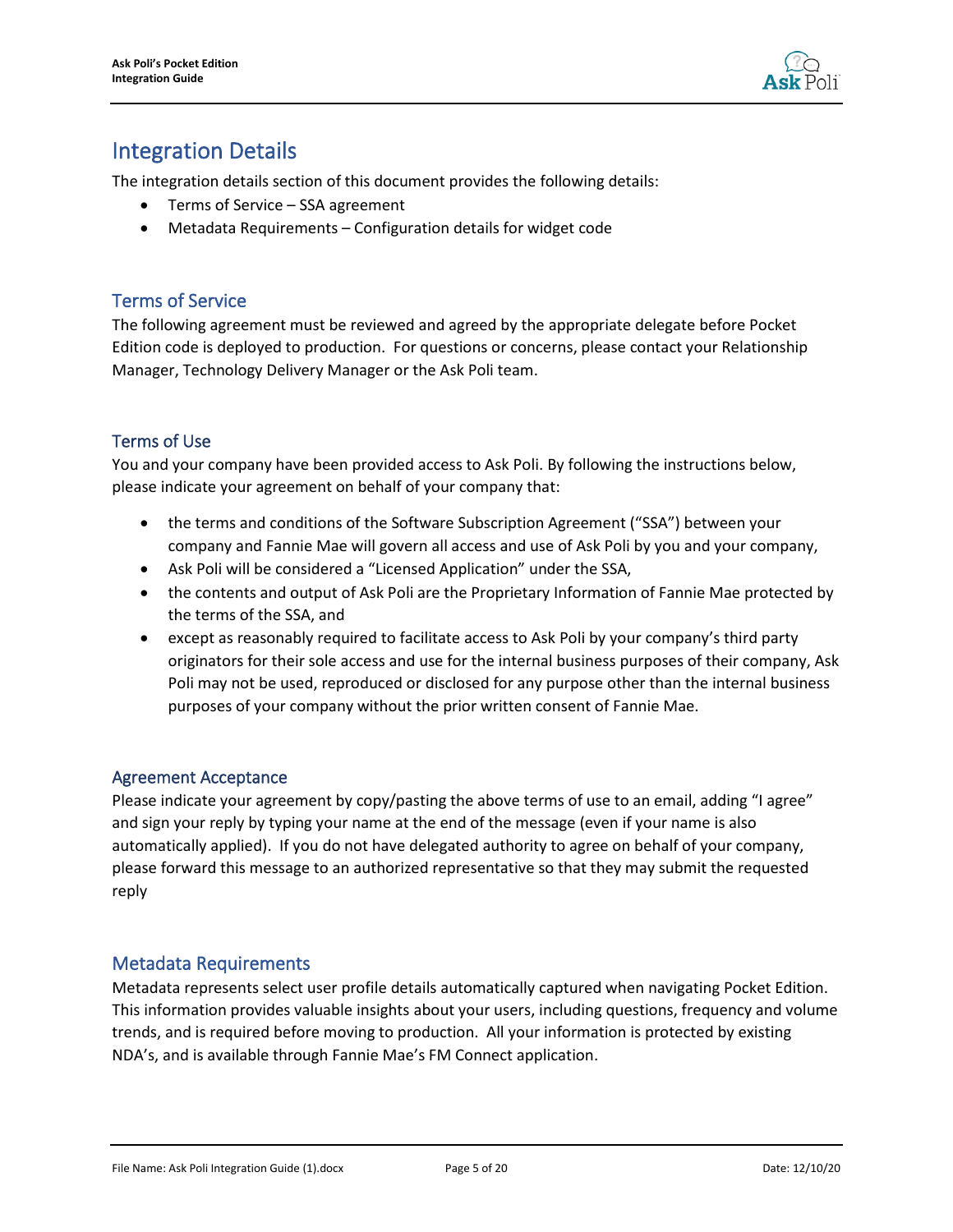# Integration Details

The integration details section of this document provides the following details:

- Terms of Service – SSA agreement
- Metadata Requirements – Configuration details for widget code

## Terms of Service

The following agreement must be reviewed and agreed by the appropriate delegate before Pocket Edition code is deployed to production. For questions or concerns, please contact your Relationship Manager, Technology Delivery Manager or the Ask Poli team.

### Terms of Use

You and your company have been provided access to Ask Poli. By following the instructions below, please indicate your agreement on behalf of your company that:

- the terms and conditions of the Software Subscription Agreement ("SSA") between your company and Fannie Mae will govern all access and use of Ask Poli by you and your company,
- Ask Poli will be considered a "Licensed Application" under the SSA,
- the contents and output of Ask Poli are the Proprietary Information of Fannie Mae protected by the terms of the SSA, and
- except as reasonably required to facilitate access to Ask Poli by your company's third party originators for their sole access and use for the internal business purposes of their company, Ask Poli may not be used, reproduced or disclosed for any purpose other than the internal business purposes of your company without the prior written consent of Fannie Mae.

### Agreement Acceptance

Please indicate your agreement by copy/pasting the above terms of use to an email, adding "I agree" and sign your reply by typing your name at the end of the message (even if your name is also automatically applied). If you do not have delegated authority to agree on behalf of your company, please forward this message to an authorized representative so that they may submit the requested reply

## Metadata Requirements

Metadata represents select user profile details automatically captured when navigating Pocket Edition. This information provides valuable insights about your users, including questions, frequency and volume trends, and is required before moving to production. All your information is protected by existing NDA's, and is available through Fannie Mae's FM Connect application.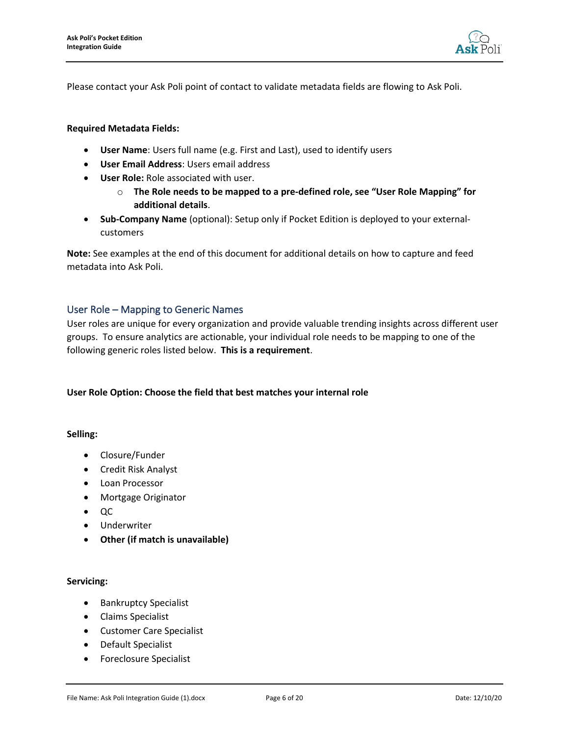Please contact your Ask Poli point of contact to validate metadata fields are flowing to Ask Poli.

**Required Metadata Fields:**

- **User Name**: Users full name (e.g. First and Last), used to identify users
- **User Email Address**: Users email address
- **User Role:** Role associated with user.
  - **The Role needs to be mapped to a pre-defined role, see "User Role Mapping" for additional details**.
- **Sub-Company Name** (optional): Setup only if Pocket Edition is deployed to your external-customers

**Note:** See examples at the end of this document for additional details on how to capture and feed metadata into Ask Poli.

## User Role – Mapping to Generic Names

User roles are unique for every organization and provide valuable trending insights across different user groups. To ensure analytics are actionable, your individual role needs to be mapping to one of the following generic roles listed below. **This is a requirement**.

**User Role Option: Choose the field that best matches your internal role**

**Selling:**

- Closure/Funder
- Credit Risk Analyst
- Loan Processor
- Mortgage Originator
- QC
- Underwriter
- **Other (if match is unavailable)**

**Servicing:**

- Bankruptcy Specialist
- Claims Specialist
- Customer Care Specialist
- Default Specialist
- Foreclosure Specialist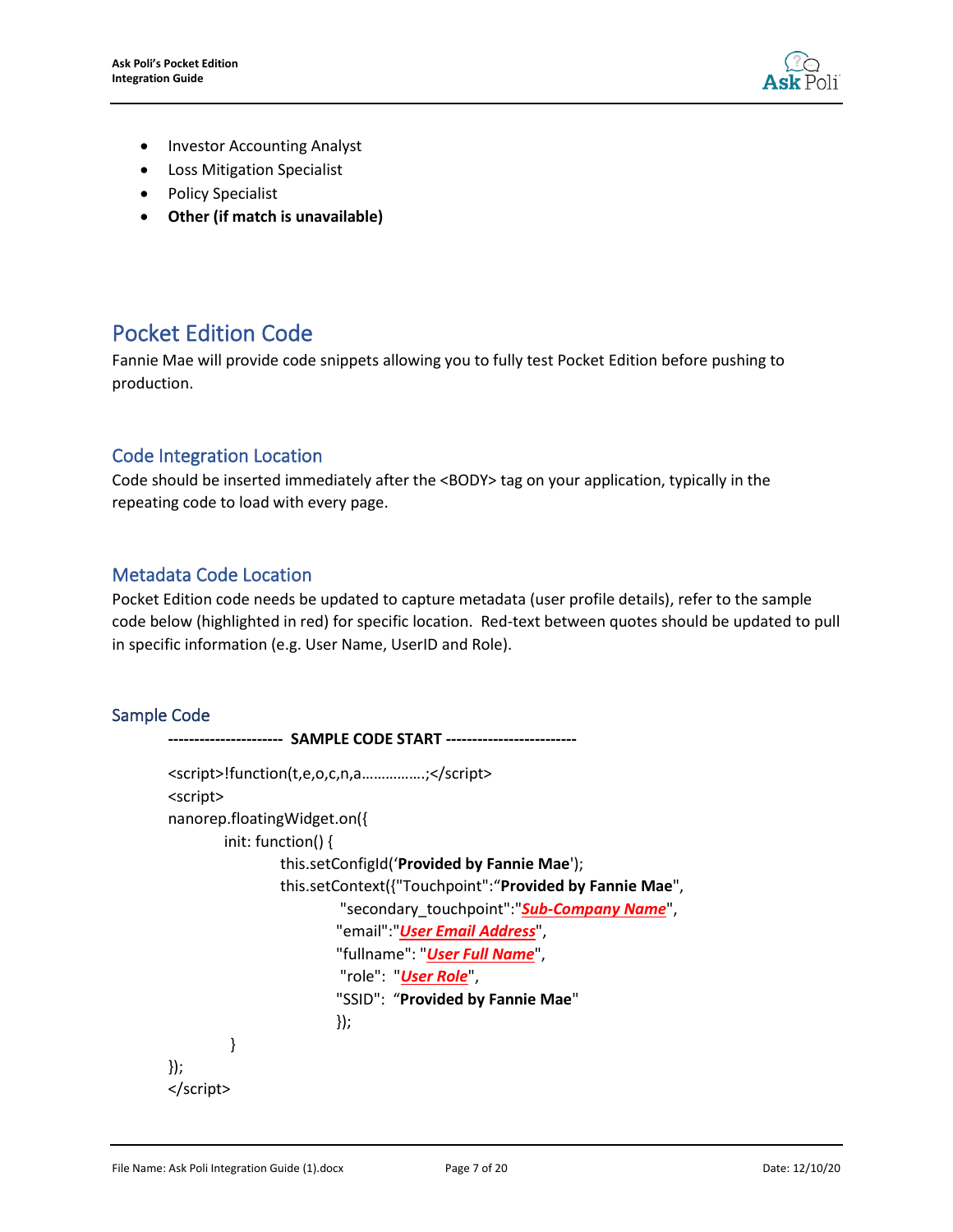- Investor Accounting Analyst
- Loss Mitigation Specialist
- Policy Specialist
- **Other (if match is unavailable)**

# Pocket Edition Code

Fannie Mae will provide code snippets allowing you to fully test Pocket Edition before pushing to production.

## Code Integration Location

Code should be inserted immediately after the <BODY> tag on your application, typically in the repeating code to load with every page.

## Metadata Code Location

Pocket Edition code needs be updated to capture metadata (user profile details), refer to the sample code below (highlighted in red) for specific location. Red-text between quotes should be updated to pull in specific information (e.g. User Name, UserID and Role).

## Sample Code

```
--------------------- SAMPLE CODE START -------------------------

<script>!function(t,e,o,c,n,a…………….;</script>
<script>
nanorep.floatingWidget.on({
        init: function() {
                this.setConfigId('Provided by Fannie Mae');
                this.setContext({"Touchpoint":"Provided by Fannie Mae",
                        "secondary_touchpoint":"Sub-Company Name",
                        "email":"User Email Address",
                        "fullname": "User Full Name",
                        "role":  "User Role",
                        "SSID":  "Provided by Fannie Mae"
                        });
        }
});
</script>
```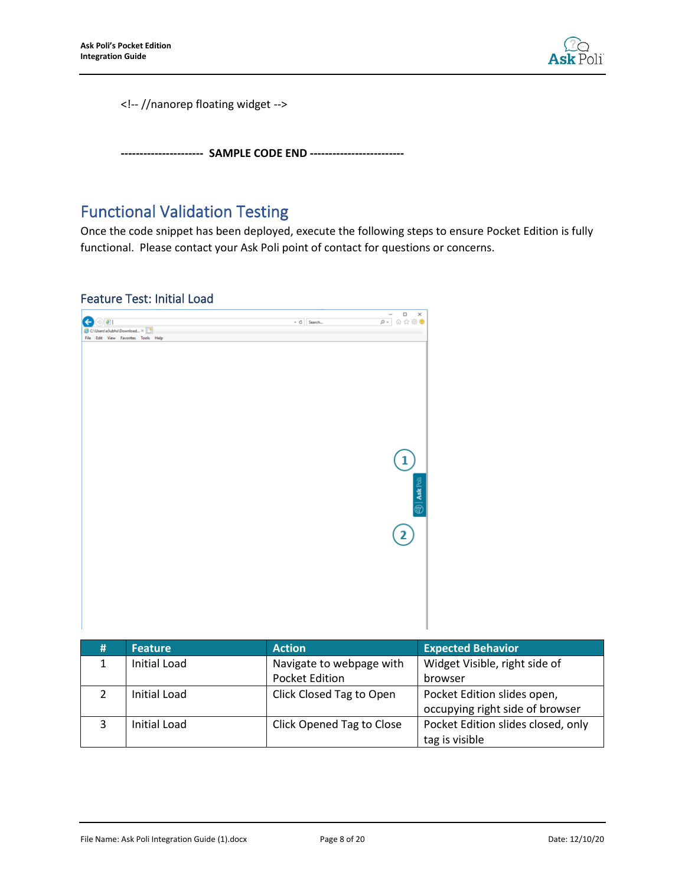```
<!-- //nanorep floating widget -->
```

--------------------- **SAMPLE CODE END** ------------------------

## Functional Validation Testing

Once the code snippet has been deployed, execute the following steps to ensure Pocket Edition is fully functional. Please contact your Ask Poli point of contact for questions or concerns.

### Feature Test: Initial Load

| # | Feature | Action | Expected Behavior |
|---|---|---|---|
| 1 | Initial Load | Navigate to webpage with Pocket Edition | Widget Visible, right side of browser |
| 2 | Initial Load | Click Closed Tag to Open | Pocket Edition slides open, occupying right side of browser |
| 3 | Initial Load | Click Opened Tag to Close | Pocket Edition slides closed, only tag is visible |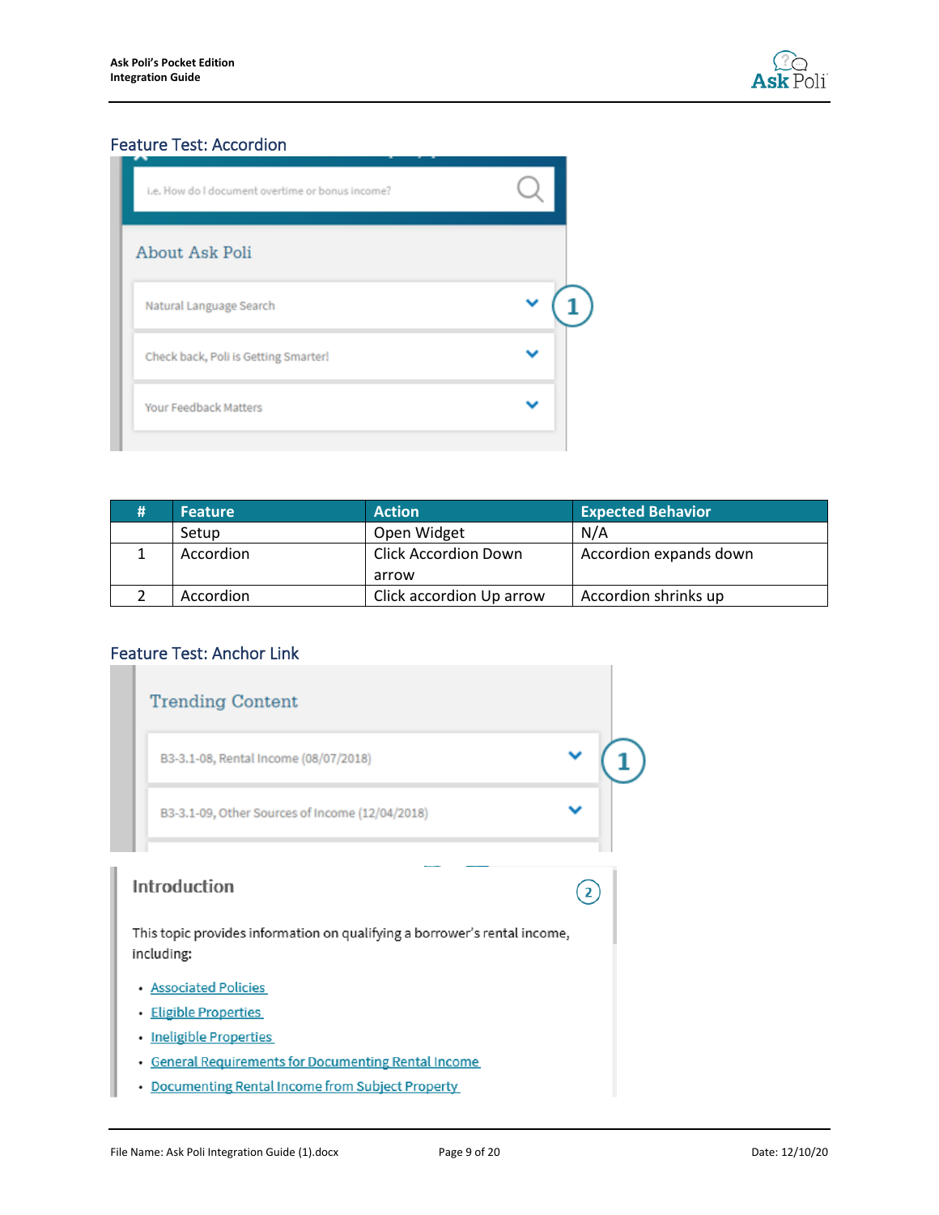## Feature Test: Accordion

| # | Feature | Action | Expected Behavior |
|---|---|---|---|
| | Setup | Open Widget | N/A |
| 1 | Accordion | Click Accordion Down arrow | Accordion expands down |
| 2 | Accordion | Click accordion Up arrow | Accordion shrinks up |

## Feature Test: Anchor Link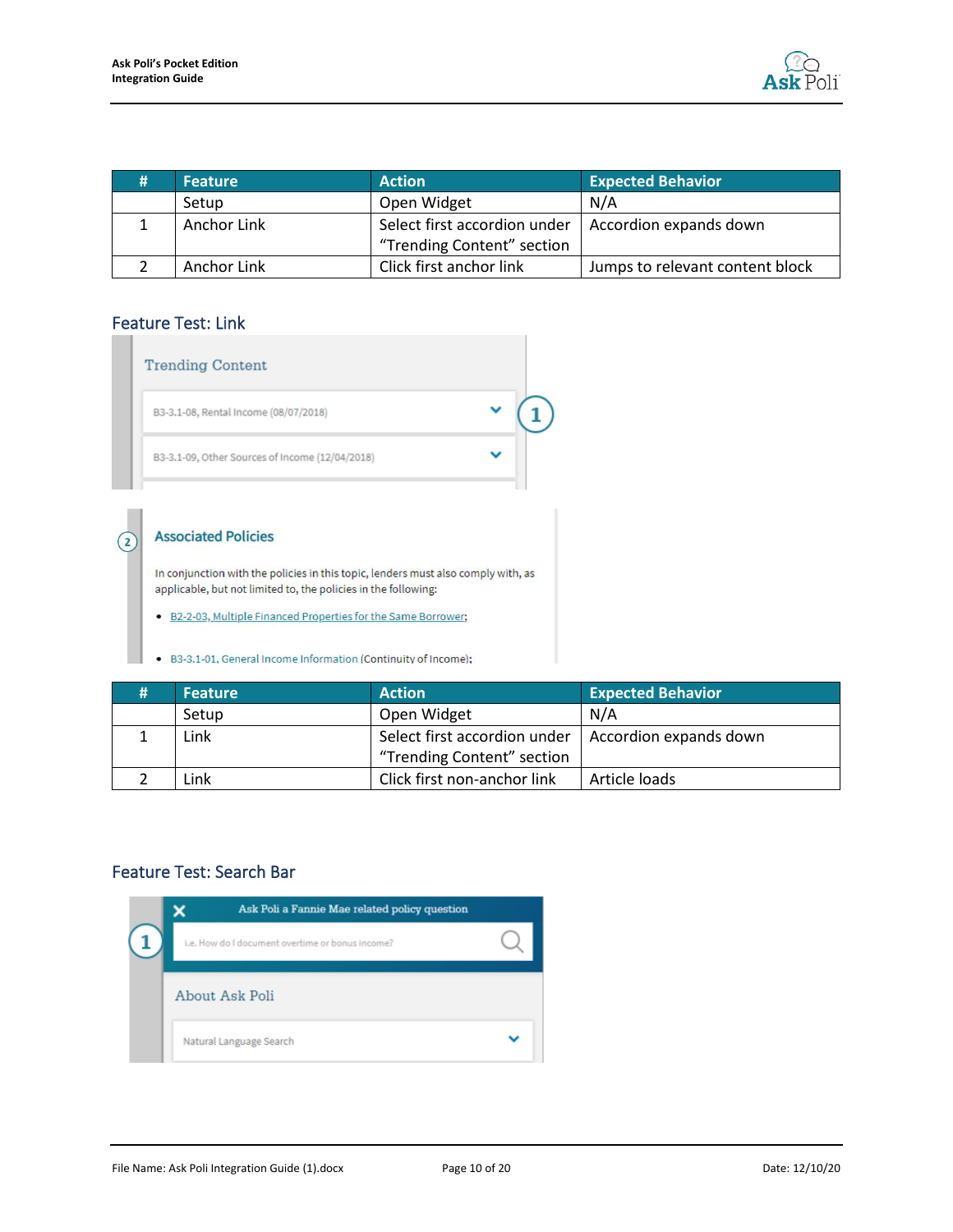| # | Feature | Action | Expected Behavior |
|---|---|---|---|
| | Setup | Open Widget | N/A |
| 1 | Anchor Link | Select first accordion under "Trending Content" section | Accordion expands down |
| 2 | Anchor Link | Click first anchor link | Jumps to relevant content block |

## Feature Test: Link

| # | Feature | Action | Expected Behavior |
|---|---|---|---|
| | Setup | Open Widget | N/A |
| 1 | Link | Select first accordion under "Trending Content" section | Accordion expands down |
| 2 | Link | Click first non-anchor link | Article loads |

## Feature Test: Search Bar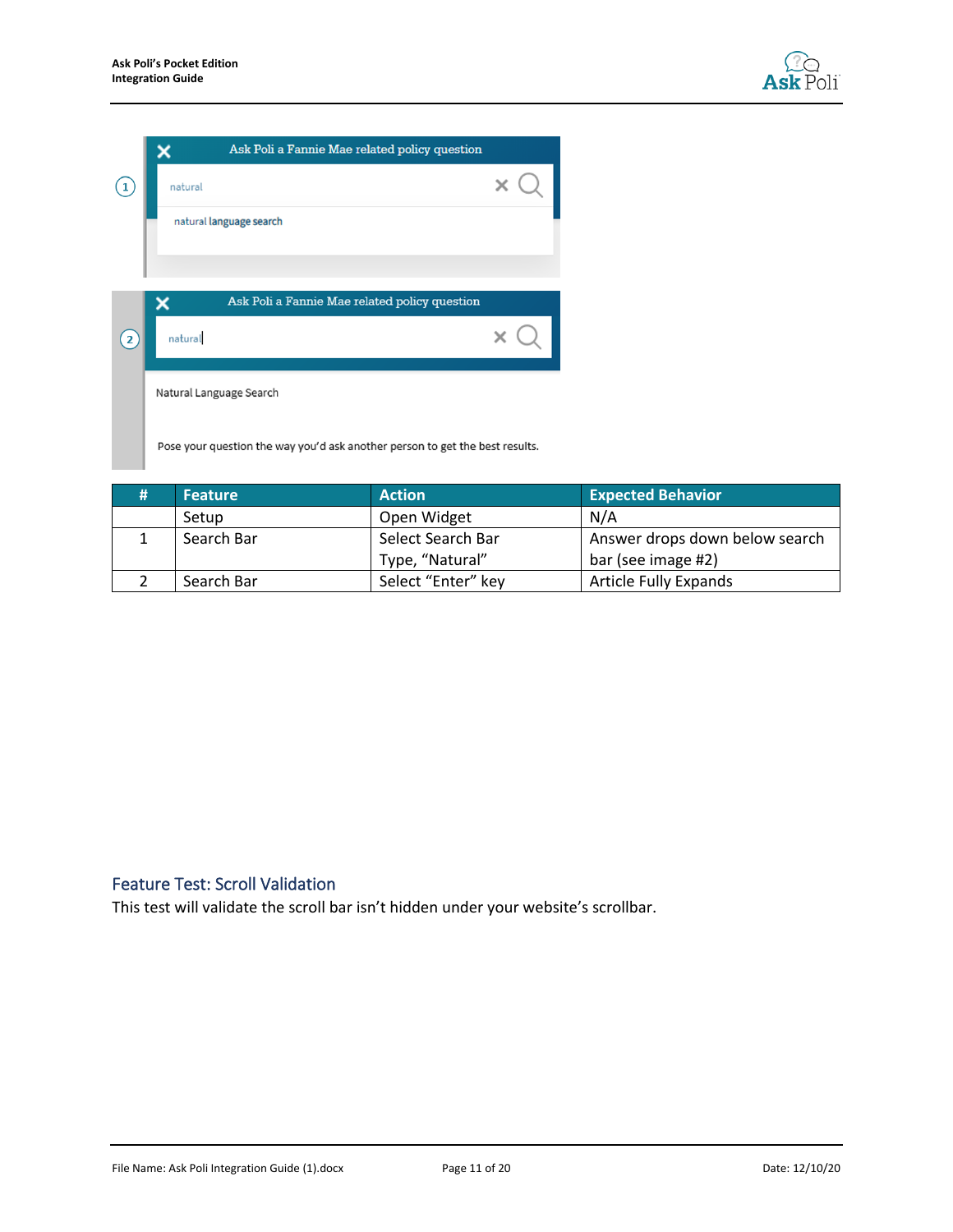| # | Feature | Action | Expected Behavior |
|---|---|---|---|
| | Setup | Open Widget | N/A |
| 1 | Search Bar | Select Search Bar Type, “Natural” | Answer drops down below search bar (see image #2) |
| 2 | Search Bar | Select “Enter” key | Article Fully Expands |

## Feature Test: Scroll Validation

This test will validate the scroll bar isn’t hidden under your website’s scrollbar.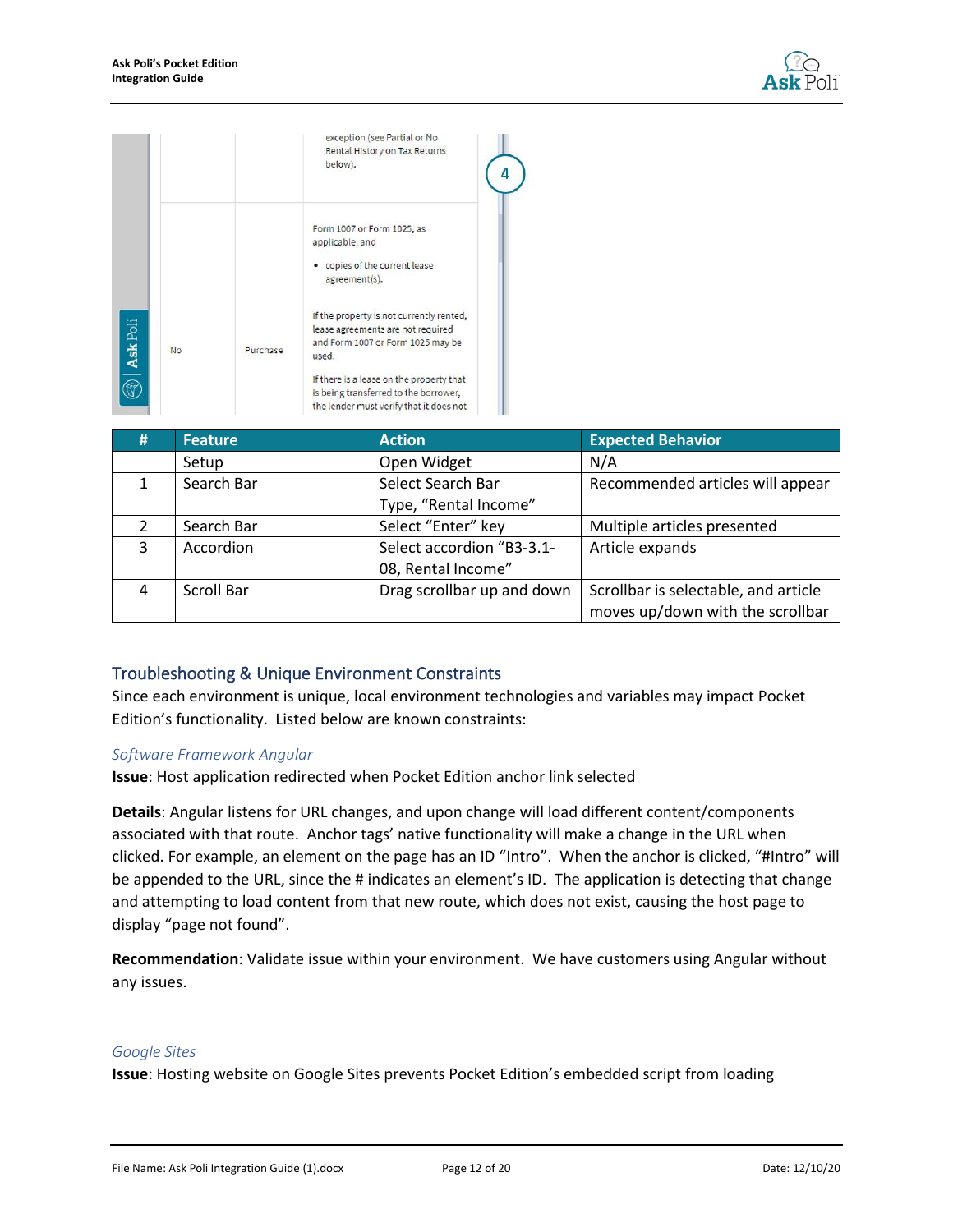| # | Feature | Action | Expected Behavior |
|---|---|---|---|
| | Setup | Open Widget | N/A |
| 1 | Search Bar | Select Search Bar<br>Type, "Rental Income" | Recommended articles will appear |
| 2 | Search Bar | Select "Enter" key | Multiple articles presented |
| 3 | Accordion | Select accordion "B3-3.1-08, Rental Income" | Article expands |
| 4 | Scroll Bar | Drag scrollbar up and down | Scrollbar is selectable, and article moves up/down with the scrollbar |

## Troubleshooting & Unique Environment Constraints

Since each environment is unique, local environment technologies and variables may impact Pocket Edition's functionality. Listed below are known constraints:

### *Software Framework Angular*

**Issue**: Host application redirected when Pocket Edition anchor link selected

**Details**: Angular listens for URL changes, and upon change will load different content/components associated with that route. Anchor tags' native functionality will make a change in the URL when clicked. For example, an element on the page has an ID "Intro". When the anchor is clicked, "#Intro" will be appended to the URL, since the # indicates an element's ID. The application is detecting that change and attempting to load content from that new route, which does not exist, causing the host page to display "page not found".

**Recommendation**: Validate issue within your environment. We have customers using Angular without any issues.

### *Google Sites*

**Issue**: Hosting website on Google Sites prevents Pocket Edition's embedded script from loading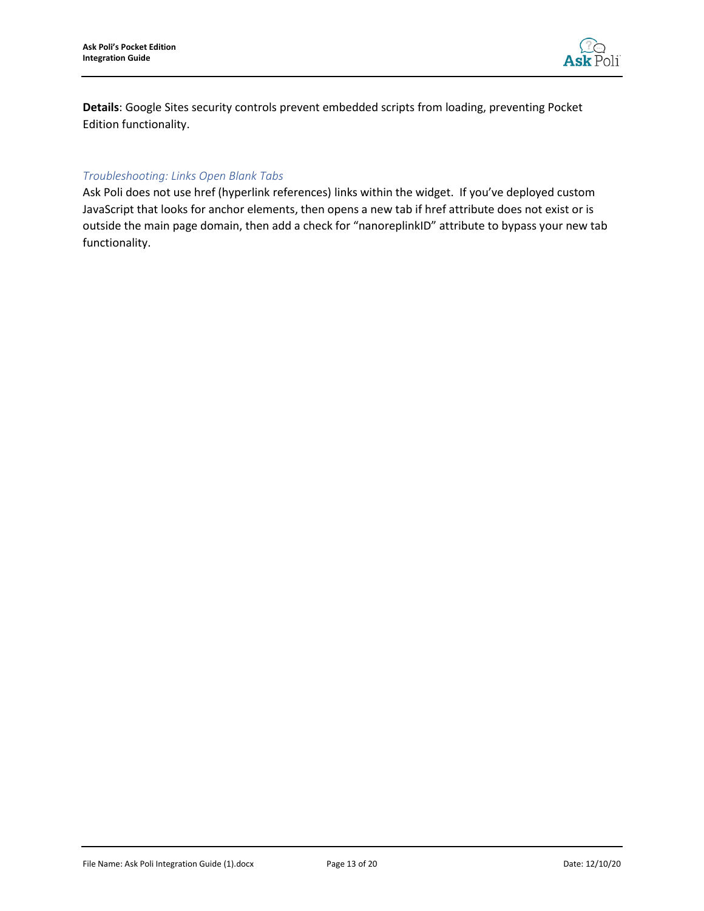**Details**: Google Sites security controls prevent embedded scripts from loading, preventing Pocket Edition functionality.

### *Troubleshooting: Links Open Blank Tabs*

Ask Poli does not use href (hyperlink references) links within the widget.  If you've deployed custom JavaScript that looks for anchor elements, then opens a new tab if href attribute does not exist or is outside the main page domain, then add a check for "nanoreplinkID" attribute to bypass your new tab functionality.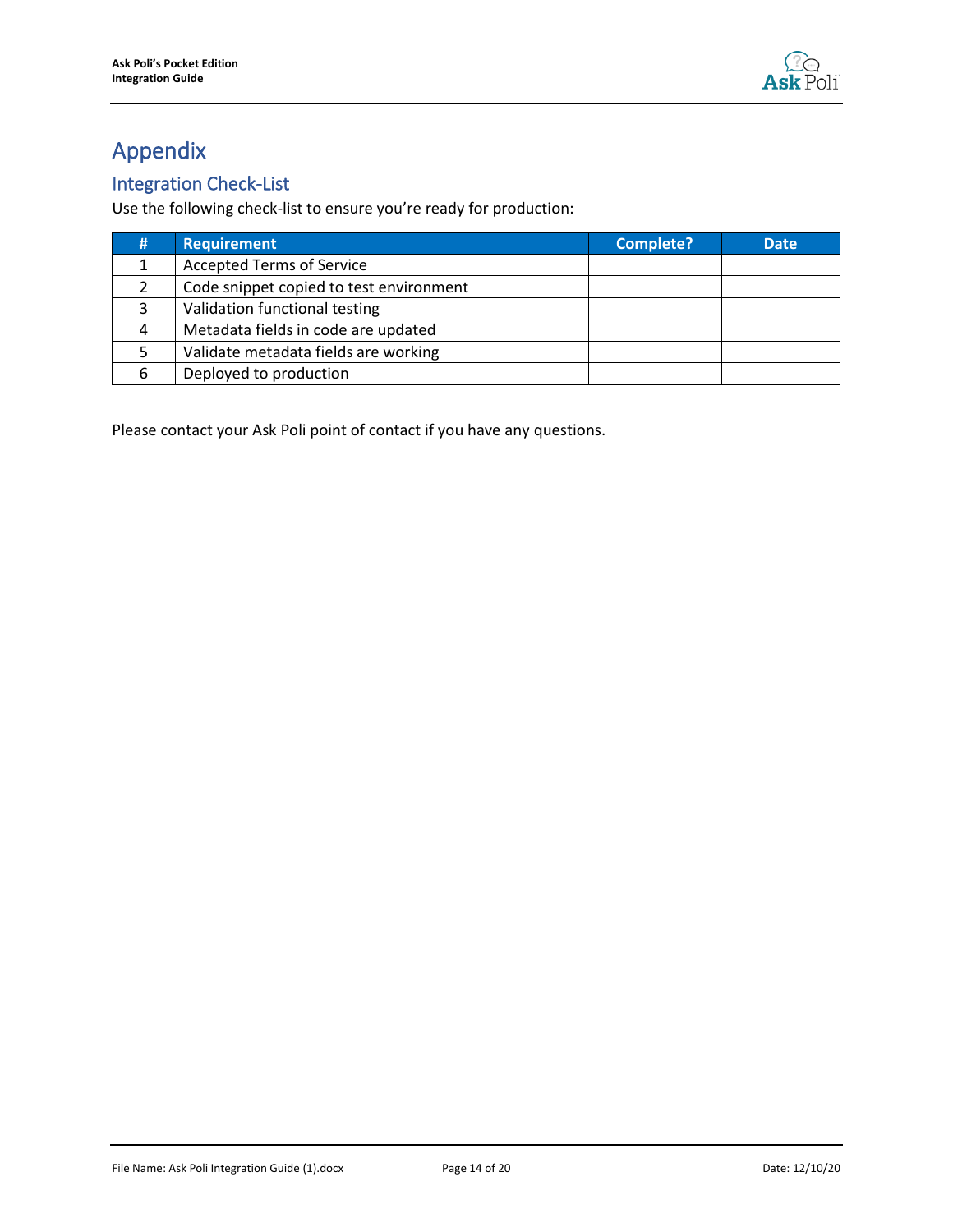# Appendix

## Integration Check-List

Use the following check-list to ensure you're ready for production:

| # | Requirement | Complete? | Date |
| --- | --- | --- | --- |
| 1 | Accepted Terms of Service | | |
| 2 | Code snippet copied to test environment | | |
| 3 | Validation functional testing | | |
| 4 | Metadata fields in code are updated | | |
| 5 | Validate metadata fields are working | | |
| 6 | Deployed to production | | |

Please contact your Ask Poli point of contact if you have any questions.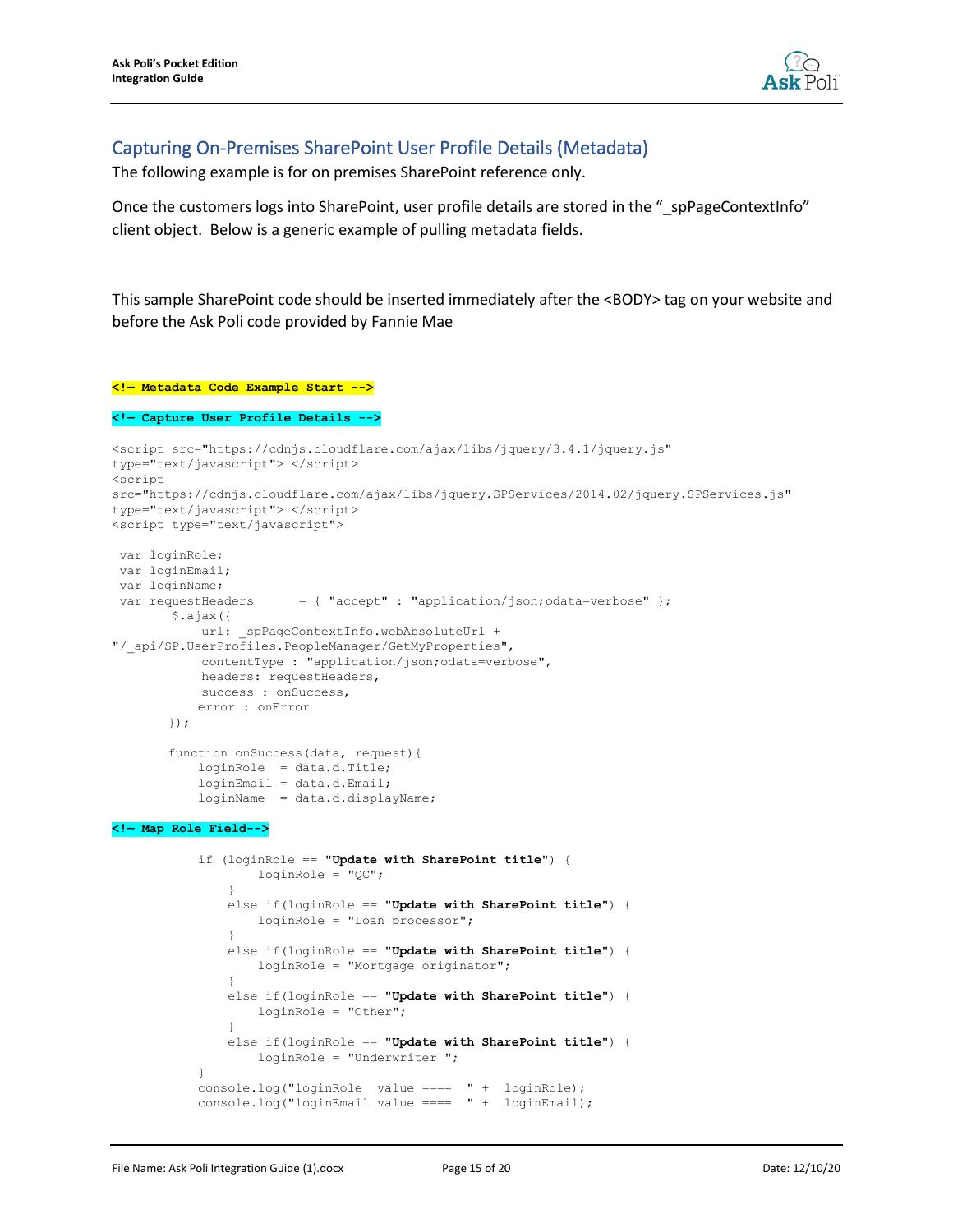## Capturing On-Premises SharePoint User Profile Details (Metadata)

The following example is for on premises SharePoint reference only.

Once the customers logs into SharePoint, user profile details are stored in the "_spPageContextInfo" client object. Below is a generic example of pulling metadata fields.

This sample SharePoint code should be inserted immediately after the <BODY> tag on your website and before the Ask Poli code provided by Fannie Mae

```
<!— Metadata Code Example Start -->

<!— Capture User Profile Details -->

<script src="https://cdnjs.cloudflare.com/ajax/libs/jquery/3.4.1/jquery.js"
type="text/javascript"> </script>
<script
src="https://cdnjs.cloudflare.com/ajax/libs/jquery.SPServices/2014.02/jquery.SPServices.js"
type="text/javascript"> </script>
<script type="text/javascript">

 var loginRole;
 var loginEmail;
 var loginName;
 var requestHeaders      = { "accept" : "application/json;odata=verbose" };
        $.ajax({
            url: _spPageContextInfo.webAbsoluteUrl +
"/_api/SP.UserProfiles.PeopleManager/GetMyProperties",
            contentType : "application/json;odata=verbose",
            headers: requestHeaders,
            success : onSuccess,
            error : onError
        });

        function onSuccess(data, request){
            loginRole  = data.d.Title;
            loginEmail = data.d.Email;
            loginName  = data.d.displayName;

<!— Map Role Field-->

            if (loginRole == "Update with SharePoint title") {
                    loginRole = "QC";
                }
                else if(loginRole == "Update with SharePoint title") {
                    loginRole = "Loan processor";
                }
                else if(loginRole == "Update with SharePoint title") {
                    loginRole = "Mortgage originator";
                }
                else if(loginRole == "Update with SharePoint title") {
                    loginRole = "Other";
                }
                else if(loginRole == "Update with SharePoint title") {
                    loginRole = "Underwriter ";
            }
            console.log("loginRole  value ====  " +  loginRole);
            console.log("loginEmail value ====  " +  loginEmail);
```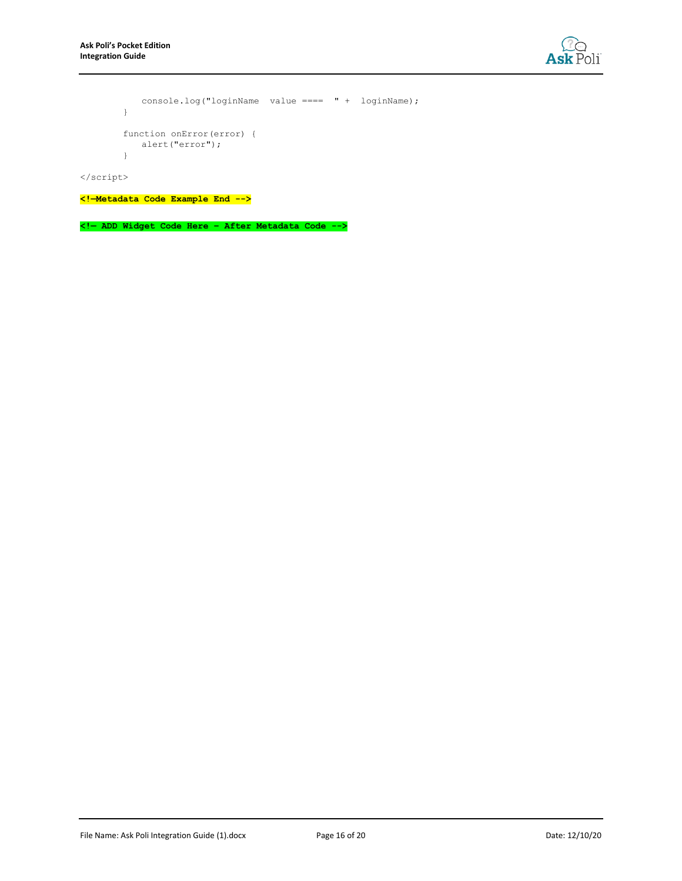```
            console.log("loginName  value ====  " +  loginName);
        }

        function onError(error) {
            alert("error");
        }

</script>
```

**<!—Metadata Code Example End -->**

**<!— ADD Widget Code Here - After Metadata Code -->**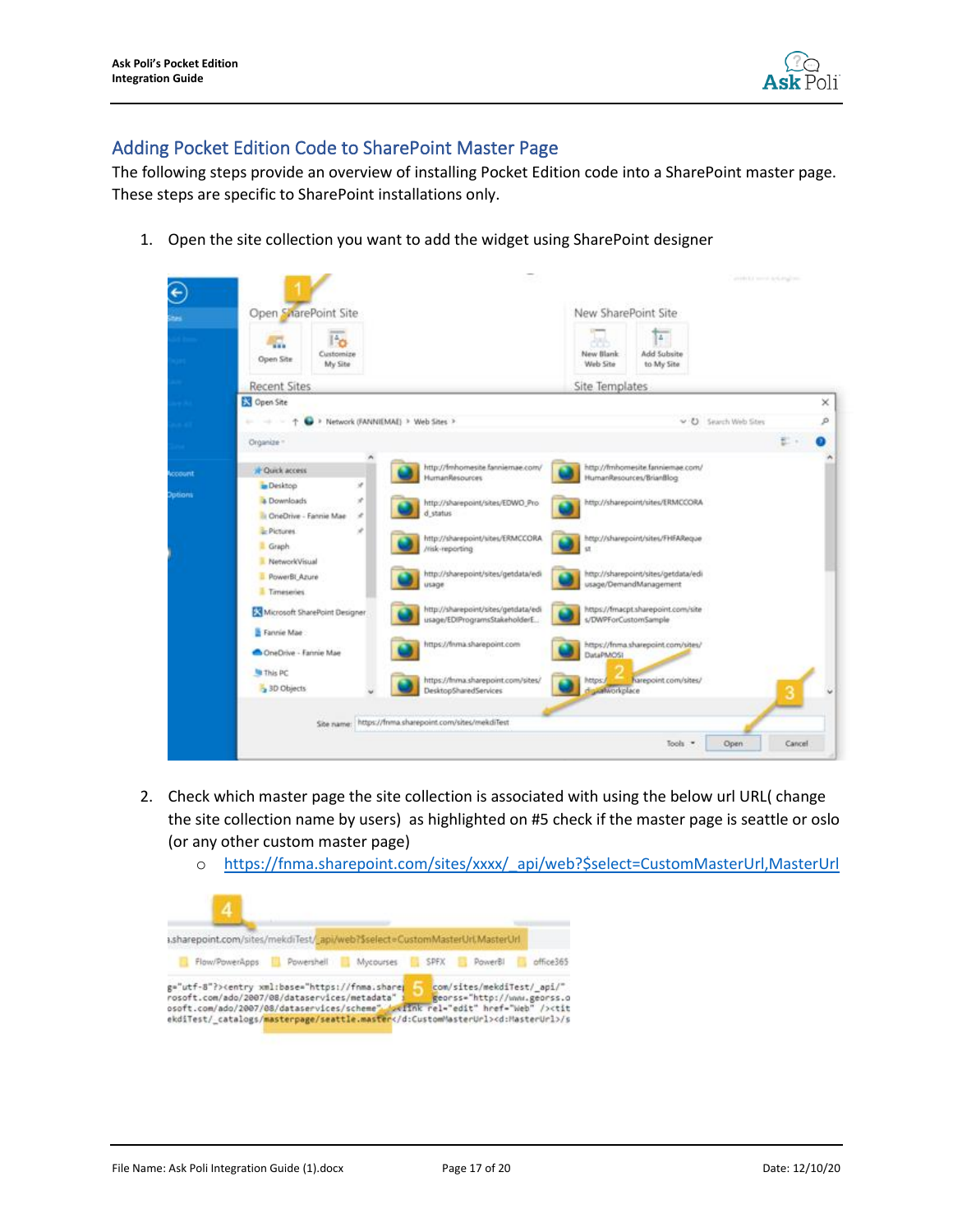## Adding Pocket Edition Code to SharePoint Master Page

The following steps provide an overview of installing Pocket Edition code into a SharePoint master page. These steps are specific to SharePoint installations only.

1. Open the site collection you want to add the widget using SharePoint designer

2. Check which master page the site collection is associated with using the below url URL( change the site collection name by users) as highlighted on #5 check if the master page is seattle or oslo (or any other custom master page)
   - https://fnma.sharepoint.com/sites/xxxx/_api/web?$select=CustomMasterUrl,MasterUrl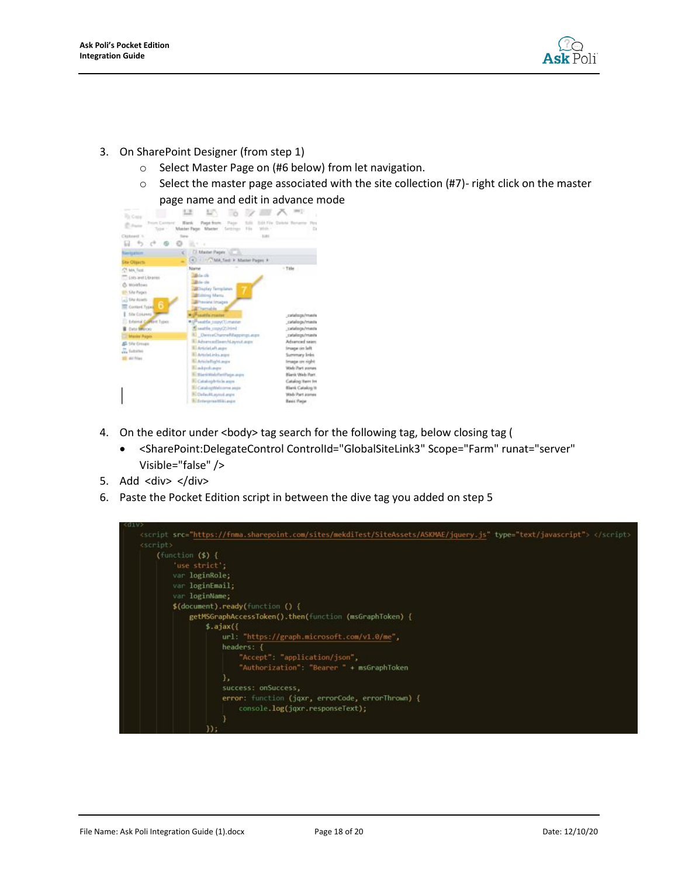3. On SharePoint Designer (from step 1)
   - Select Master Page on (#6 below) from let navigation.
   - Select the master page associated with the site collection (#7)- right click on the master page name and edit in advance mode

4. On the editor under <body> tag search for the following tag, below closing tag (
   - <SharePoint:DelegateControl ControlId="GlobalSiteLink3" Scope="Farm" runat="server" Visible="false" />
5. Add <div> </div>
6. Paste the Pocket Edition script in between the dive tag you added on step 5

```
<div>
    <script src="https://fnma.sharepoint.com/sites/mekdiTest/SiteAssets/ASKMAE/jquery.js" type="text/javascript"> </script>
    <script>
        (function ($) {
            'use strict';
            var loginRole;
            var loginEmail;
            var loginName;
            $(document).ready(function () {
                getMSGraphAccessToken().then(function (msGraphToken) {
                    $.ajax({
                        url: "https://graph.microsoft.com/v1.0/me",
                        headers: {
                            "Accept": "application/json",
                            "Authorization": "Bearer " + msGraphToken
                        },
                        success: onSuccess,
                        error: function (jqxr, errorCode, errorThrown) {
                            console.log(jqxr.responseText);
                        }
                    });
```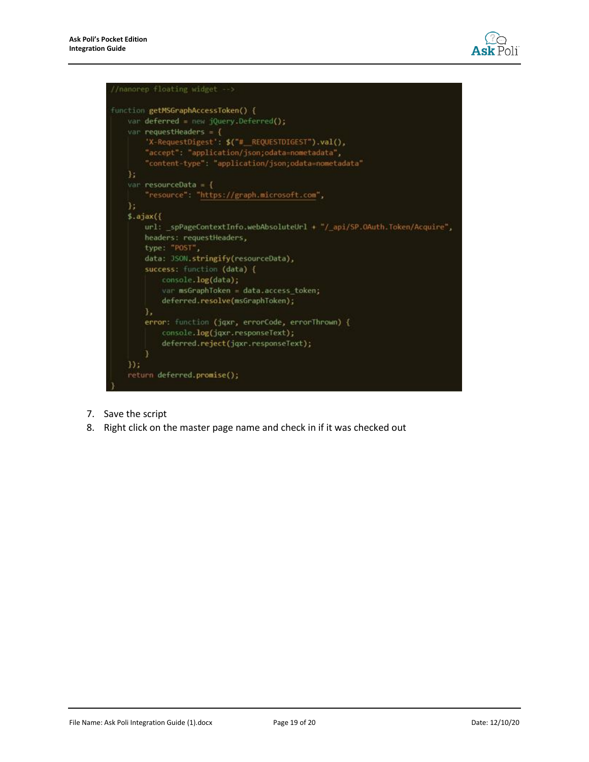```
//nanorep floating widget -->

function getMSGraphAccessToken() {
    var deferred = new jQuery.Deferred();
    var requestHeaders = {
        'X-RequestDigest': $("#__REQUESTDIGEST").val(),
        "accept": "application/json;odata=nometadata",
        "content-type": "application/json;odata=nometadata"
    };
    var resourceData = {
        "resource": "https://graph.microsoft.com",
    };
    $.ajax({
        url: _spPageContextInfo.webAbsoluteUrl + "/_api/SP.OAuth.Token/Acquire",
        headers: requestHeaders,
        type: "POST",
        data: JSON.stringify(resourceData),
        success: function (data) {
            console.log(data);
            var msGraphToken = data.access_token;
            deferred.resolve(msGraphToken);
        },
        error: function (jqxr, errorCode, errorThrown) {
            console.log(jqxr.responseText);
            deferred.reject(jqxr.responseText);
        }
    });
    return deferred.promise();
}
```

7. Save the script
8. Right click on the master page name and check in if it was checked out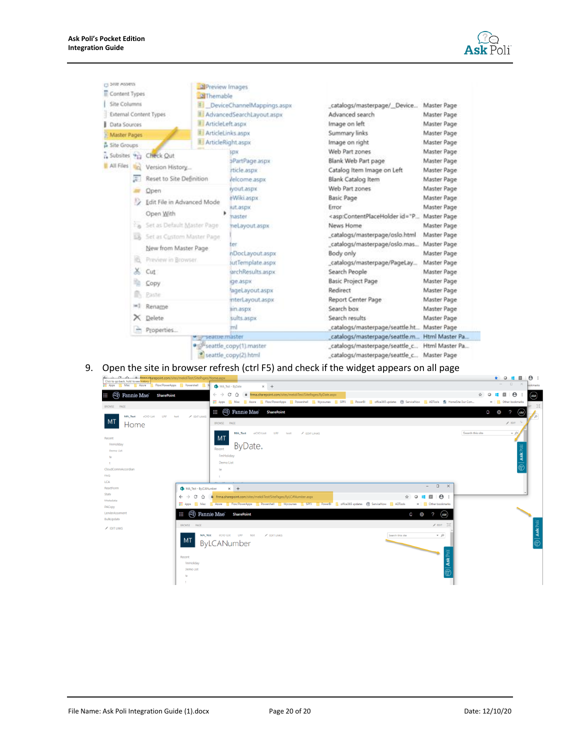9. Open the site in browser refresh (ctrl F5) and check if the widget appears on all page